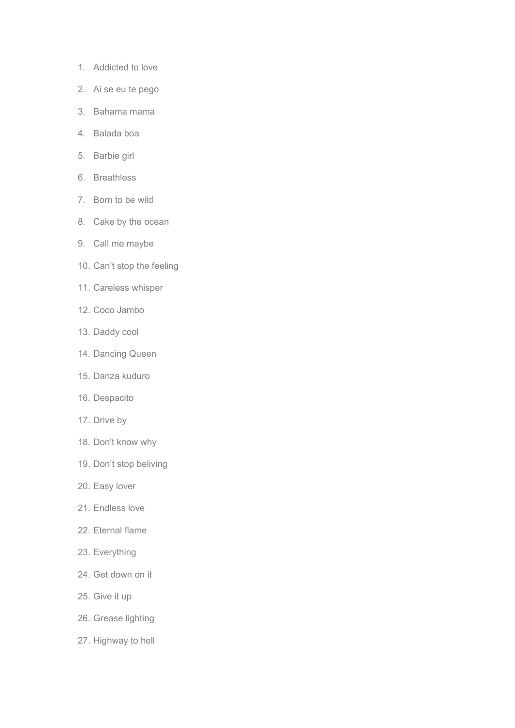1. Addicted to love
2. Ai se eu te pego
3. Bahama mama
4. Balada boa
5. Barbie girl
6. Breathless
7. Born to be wild
8. Cake by the ocean
9. Call me maybe
10. Can't stop the feeling
11. Careless whisper
12. Coco Jambo
13. Daddy cool
14. Dancing Queen
15. Danza kuduro
16. Despacito
17. Drive by
18. Don't know why
19. Don't stop beliving
20. Easy lover
21. Endless love
22. Eternal flame
23. Everything
24. Get down on it
25. Give it up
26. Grease lighting
27. Highway to hell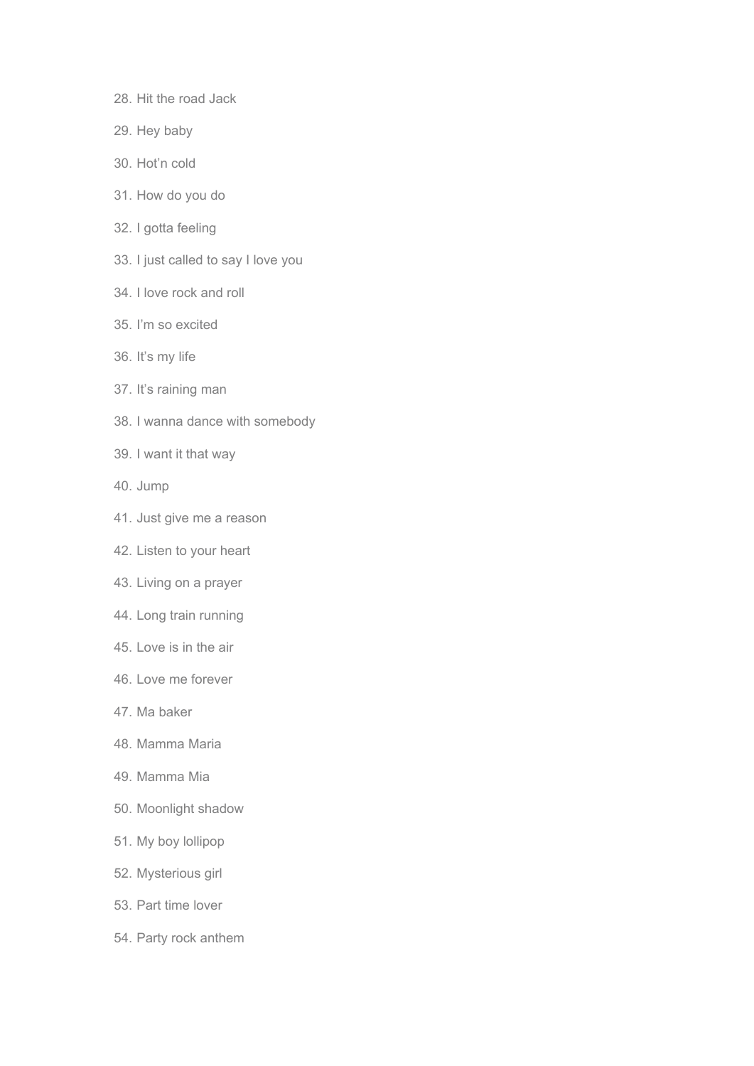28. Hit the road Jack
29. Hey baby
30. Hot'n cold
31. How do you do
32. I gotta feeling
33. I just called to say I love you
34. I love rock and roll
35. I'm so excited
36. It's my life
37. It's raining man
38. I wanna dance with somebody
39. I want it that way
40. Jump
41. Just give me a reason
42. Listen to your heart
43. Living on a prayer
44. Long train running
45. Love is in the air
46. Love me forever
47. Ma baker
48. Mamma Maria
49. Mamma Mia
50. Moonlight shadow
51. My boy lollipop
52. Mysterious girl
53. Part time lover
54. Party rock anthem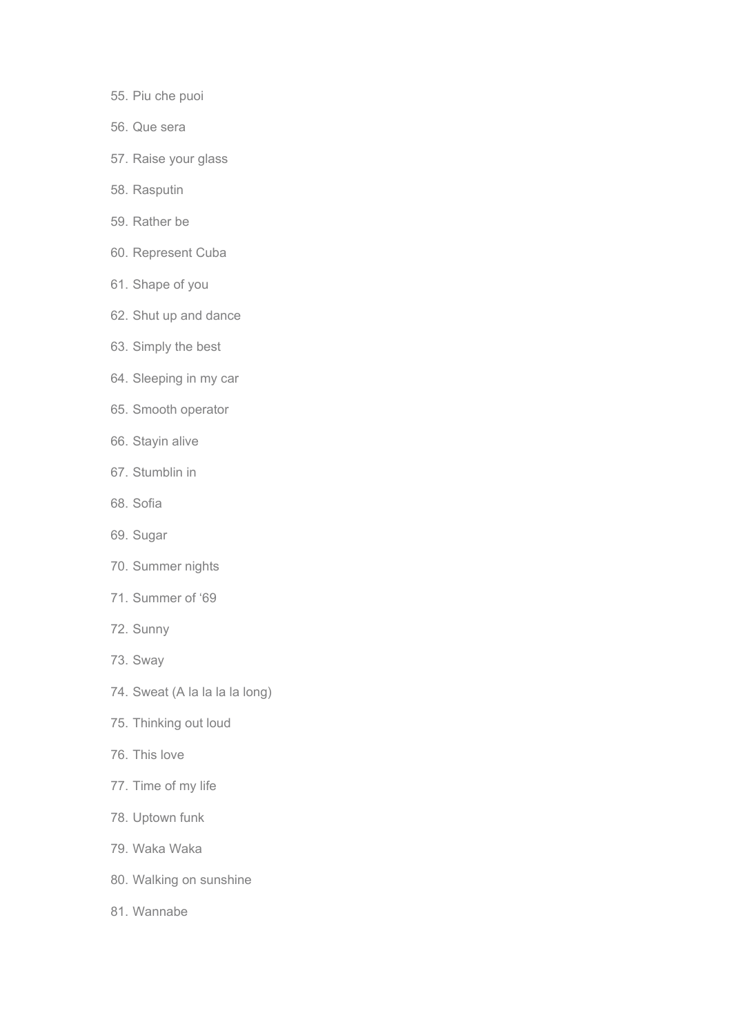55. Piu che puoi
56. Que sera
57. Raise your glass
58. Rasputin
59. Rather be
60. Represent Cuba
61. Shape of you
62. Shut up and dance
63. Simply the best
64. Sleeping in my car
65. Smooth operator
66. Stayin alive
67. Stumblin in
68. Sofia
69. Sugar
70. Summer nights
71. Summer of ‘69
72. Sunny
73. Sway
74. Sweat (A la la la la long)
75. Thinking out loud
76. This love
77. Time of my life
78. Uptown funk
79. Waka Waka
80. Walking on sunshine
81. Wannabe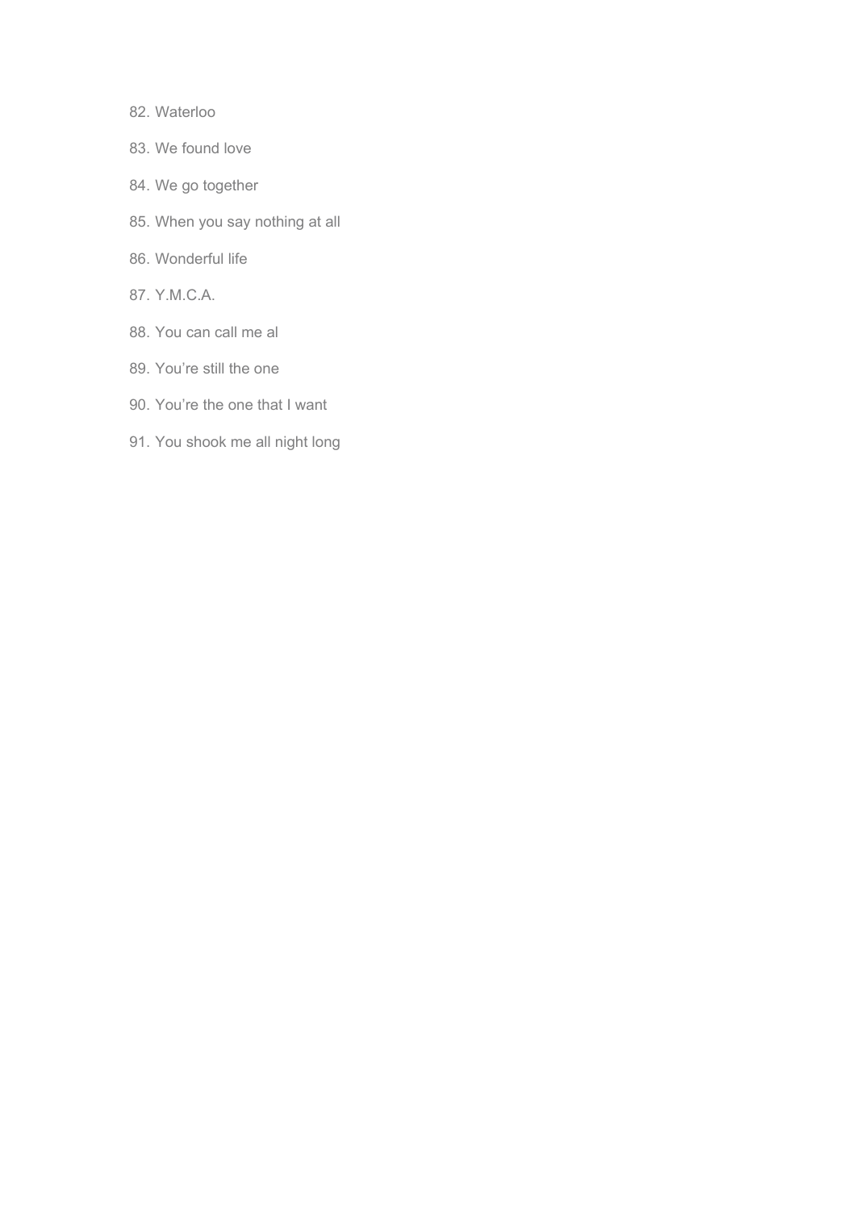82. Waterloo
83. We found love
84. We go together
85. When you say nothing at all
86. Wonderful life
87. Y.M.C.A.
88. You can call me al
89. You’re still the one
90. You’re the one that I want
91. You shook me all night long